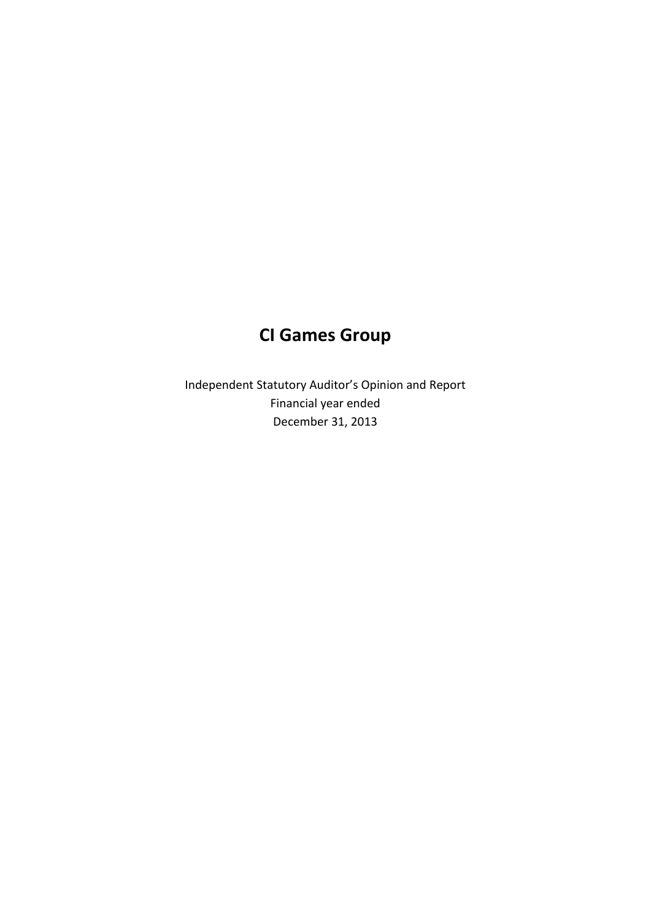# CI Games Group

Independent Statutory Auditor's Opinion and Report
Financial year ended
December 31, 2013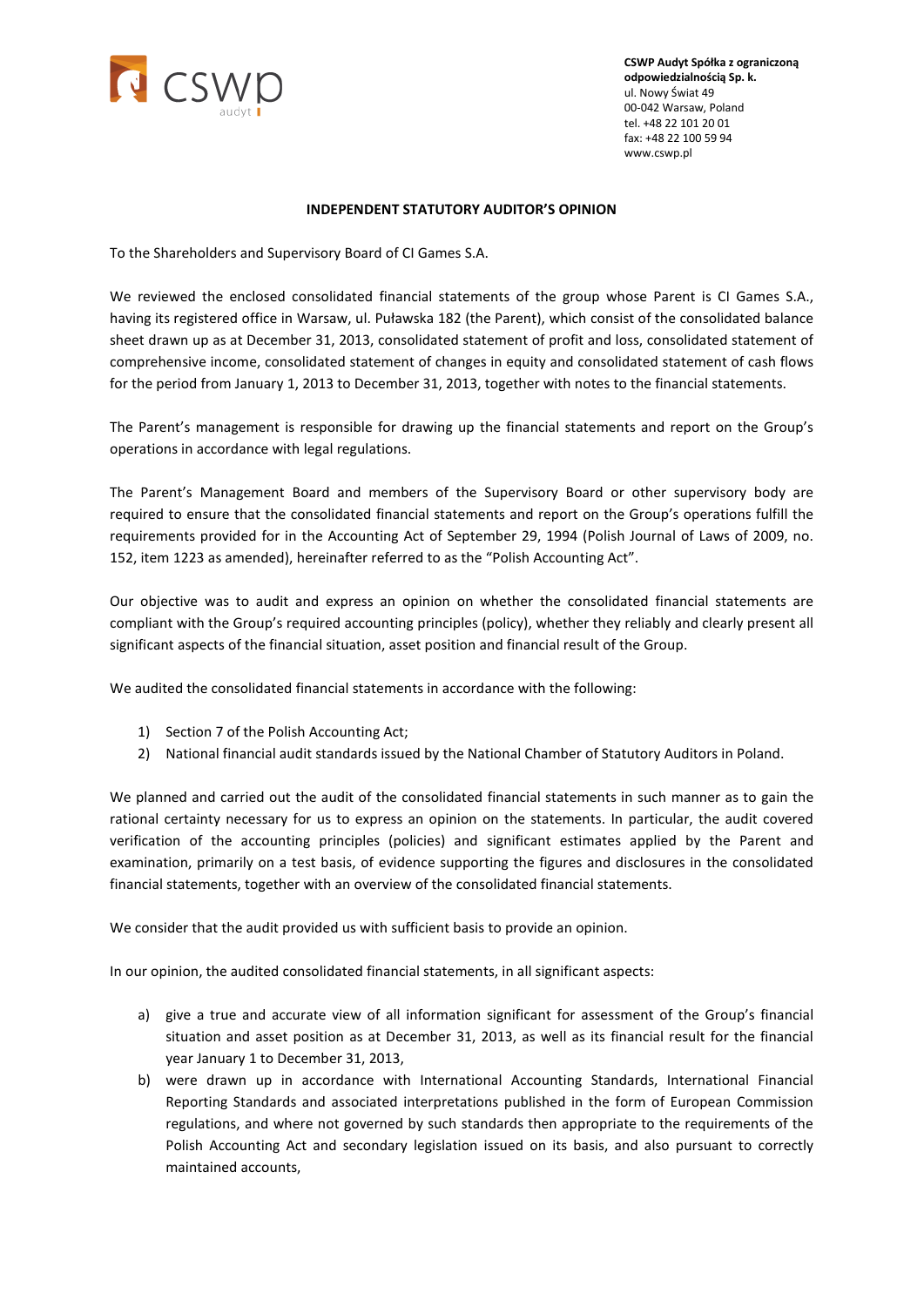**CSWP Audyt Spółka z ograniczoną odpowiedzialnością Sp. k.**
ul. Nowy Świat 49
00-042 Warsaw, Poland
tel. +48 22 101 20 01
fax: +48 22 100 59 94
www.cswp.pl

## INDEPENDENT STATUTORY AUDITOR'S OPINION

To the Shareholders and Supervisory Board of CI Games S.A.

We reviewed the enclosed consolidated financial statements of the group whose Parent is CI Games S.A., having its registered office in Warsaw, ul. Puławska 182 (the Parent), which consist of the consolidated balance sheet drawn up as at December 31, 2013, consolidated statement of profit and loss, consolidated statement of comprehensive income, consolidated statement of changes in equity and consolidated statement of cash flows for the period from January 1, 2013 to December 31, 2013, together with notes to the financial statements.

The Parent's management is responsible for drawing up the financial statements and report on the Group's operations in accordance with legal regulations.

The Parent's Management Board and members of the Supervisory Board or other supervisory body are required to ensure that the consolidated financial statements and report on the Group's operations fulfill the requirements provided for in the Accounting Act of September 29, 1994 (Polish Journal of Laws of 2009, no. 152, item 1223 as amended), hereinafter referred to as the "Polish Accounting Act".

Our objective was to audit and express an opinion on whether the consolidated financial statements are compliant with the Group's required accounting principles (policy), whether they reliably and clearly present all significant aspects of the financial situation, asset position and financial result of the Group.

We audited the consolidated financial statements in accordance with the following:

1) Section 7 of the Polish Accounting Act;
2) National financial audit standards issued by the National Chamber of Statutory Auditors in Poland.

We planned and carried out the audit of the consolidated financial statements in such manner as to gain the rational certainty necessary for us to express an opinion on the statements. In particular, the audit covered verification of the accounting principles (policies) and significant estimates applied by the Parent and examination, primarily on a test basis, of evidence supporting the figures and disclosures in the consolidated financial statements, together with an overview of the consolidated financial statements.

We consider that the audit provided us with sufficient basis to provide an opinion.

In our opinion, the audited consolidated financial statements, in all significant aspects:

a) give a true and accurate view of all information significant for assessment of the Group's financial situation and asset position as at December 31, 2013, as well as its financial result for the financial year January 1 to December 31, 2013,
b) were drawn up in accordance with International Accounting Standards, International Financial Reporting Standards and associated interpretations published in the form of European Commission regulations, and where not governed by such standards then appropriate to the requirements of the Polish Accounting Act and secondary legislation issued on its basis, and also pursuant to correctly maintained accounts,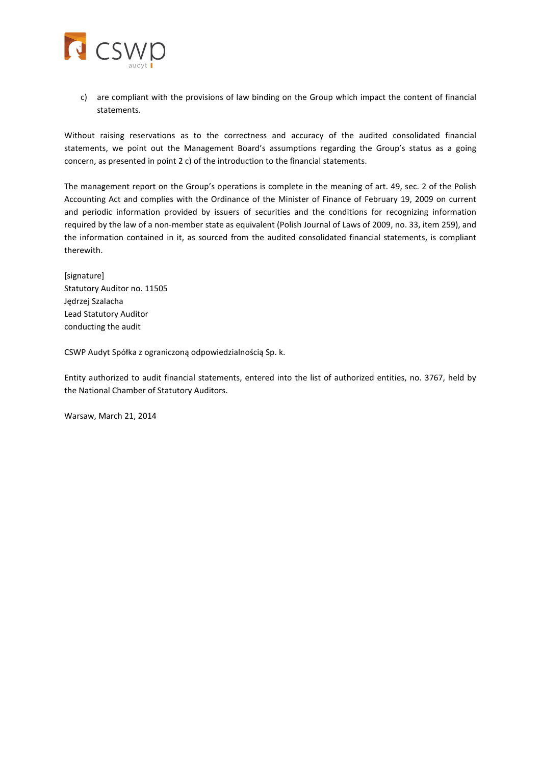c) are compliant with the provisions of law binding on the Group which impact the content of financial statements.

Without raising reservations as to the correctness and accuracy of the audited consolidated financial statements, we point out the Management Board's assumptions regarding the Group's status as a going concern, as presented in point 2 c) of the introduction to the financial statements.

The management report on the Group's operations is complete in the meaning of art. 49, sec. 2 of the Polish Accounting Act and complies with the Ordinance of the Minister of Finance of February 19, 2009 on current and periodic information provided by issuers of securities and the conditions for recognizing information required by the law of a non-member state as equivalent (Polish Journal of Laws of 2009, no. 33, item 259), and the information contained in it, as sourced from the audited consolidated financial statements, is compliant therewith.

[signature]
Statutory Auditor no. 11505
Jędrzej Szalacha
Lead Statutory Auditor
conducting the audit

CSWP Audyt Spółka z ograniczoną odpowiedzialnością Sp. k.

Entity authorized to audit financial statements, entered into the list of authorized entities, no. 3767, held by the National Chamber of Statutory Auditors.

Warsaw, March 21, 2014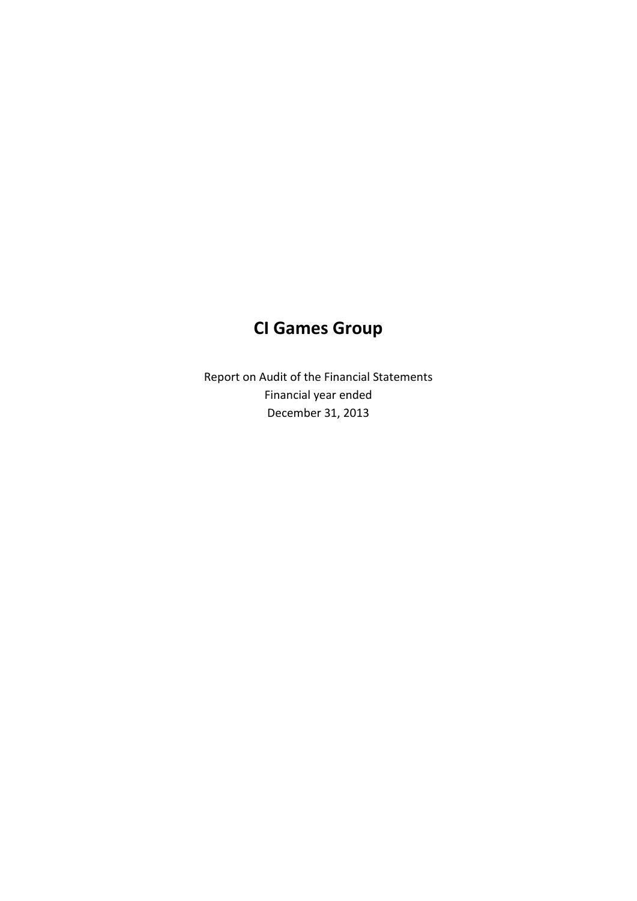# CI Games Group

Report on Audit of the Financial Statements

Financial year ended

December 31, 2013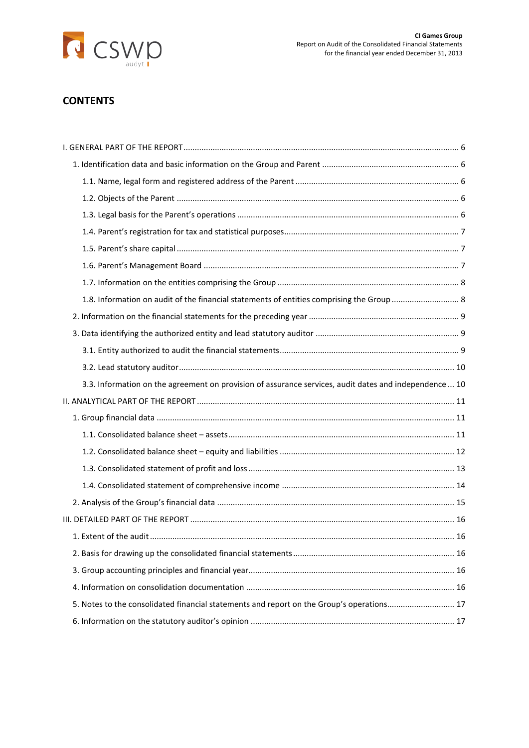# CONTENTS

I. GENERAL PART OF THE REPORT ........................................................................................................... 6

1. Identification data and basic information on the Group and Parent ........................................................... 6

1.1. Name, legal form and registered address of the Parent ..................................................................... 6

1.2. Objects of the Parent ........................................................................................................................... 6

1.3. Legal basis for the Parent's operations ................................................................................................ 6

1.4. Parent's registration for tax and statistical purposes........................................................................... 7

1.5. Parent's share capital ........................................................................................................................... 7

1.6. Parent's Management Board ............................................................................................................... 7

1.7. Information on the entities comprising the Group ............................................................................... 8

1.8. Information on audit of the financial statements of entities comprising the Group ............................. 8

2. Information on the financial statements for the preceding year .................................................................. 9

3. Data identifying the authorized entity and lead statutory auditor ............................................................... 9

3.1. Entity authorized to audit the financial statements.............................................................................. 9

3.2. Lead statutory auditor........................................................................................................................ 10

3.3. Information on the agreement on provision of assurance services, audit dates and independence ... 10

II. ANALYTICAL PART OF THE REPORT ................................................................................................. 11

1. Group financial data ................................................................................................................................... 11

1.1. Consolidated balance sheet – assets.................................................................................................. 11

1.2. Consolidated balance sheet – equity and liabilities ............................................................................ 12

1.3. Consolidated statement of profit and loss .......................................................................................... 13

1.4. Consolidated statement of comprehensive income ........................................................................... 14

2. Analysis of the Group's financial data ........................................................................................................ 15

III. DETAILED PART OF THE REPORT .................................................................................................... 16

1. Extent of the audit ...................................................................................................................................... 16

2. Basis for drawing up the consolidated financial statements ...................................................................... 16

3. Group accounting principles and financial year.......................................................................................... 16

4. Information on consolidation documentation ........................................................................................... 16

5. Notes to the consolidated financial statements and report on the Group's operations............................. 17

6. Information on the statutory auditor's opinion ......................................................................................... 17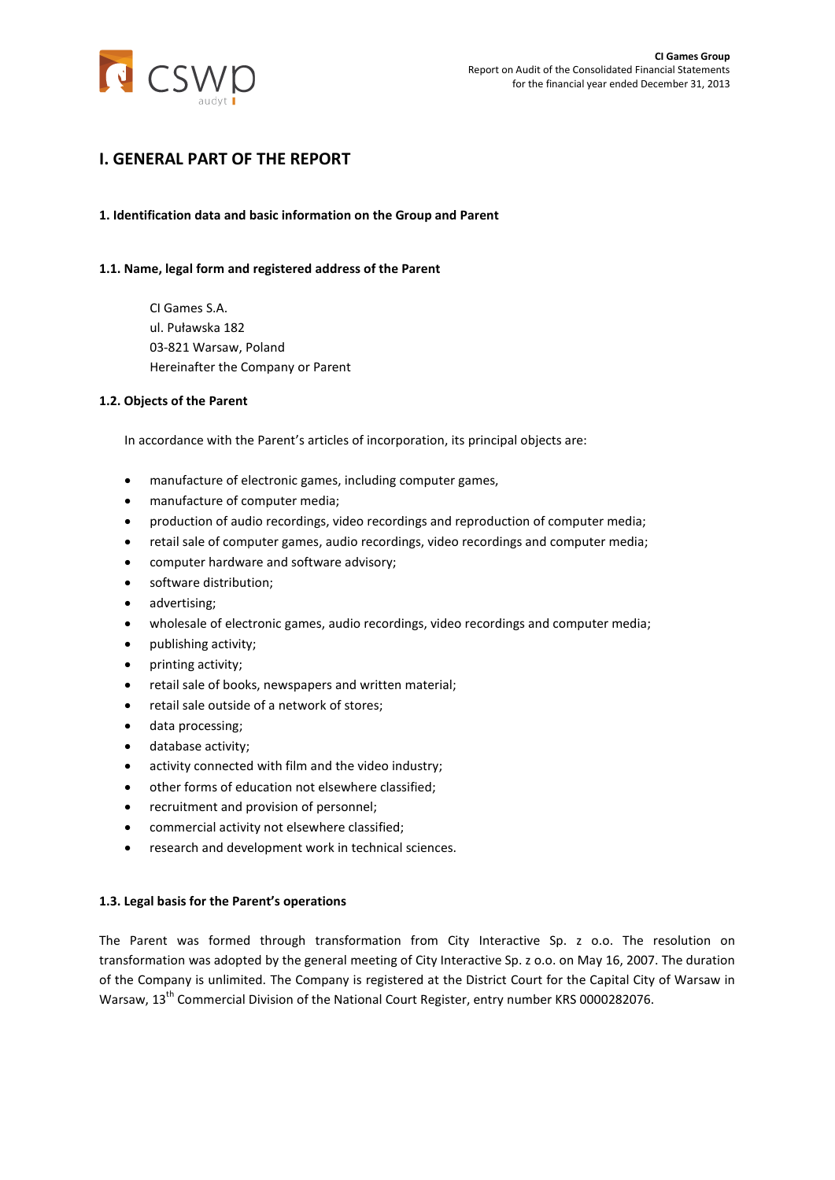# I. GENERAL PART OF THE REPORT

### 1. Identification data and basic information on the Group and Parent

### 1.1. Name, legal form and registered address of the Parent

CI Games S.A.
ul. Puławska 182
03-821 Warsaw, Poland
Hereinafter the Company or Parent

### 1.2. Objects of the Parent

In accordance with the Parent's articles of incorporation, its principal objects are:

- manufacture of electronic games, including computer games,
- manufacture of computer media;
- production of audio recordings, video recordings and reproduction of computer media;
- retail sale of computer games, audio recordings, video recordings and computer media;
- computer hardware and software advisory;
- software distribution;
- advertising;
- wholesale of electronic games, audio recordings, video recordings and computer media;
- publishing activity;
- printing activity;
- retail sale of books, newspapers and written material;
- retail sale outside of a network of stores;
- data processing;
- database activity;
- activity connected with film and the video industry;
- other forms of education not elsewhere classified;
- recruitment and provision of personnel;
- commercial activity not elsewhere classified;
- research and development work in technical sciences.

### 1.3. Legal basis for the Parent's operations

The Parent was formed through transformation from City Interactive Sp. z o.o. The resolution on transformation was adopted by the general meeting of City Interactive Sp. z o.o. on May 16, 2007. The duration of the Company is unlimited. The Company is registered at the District Court for the Capital City of Warsaw in Warsaw, 13th Commercial Division of the National Court Register, entry number KRS 0000282076.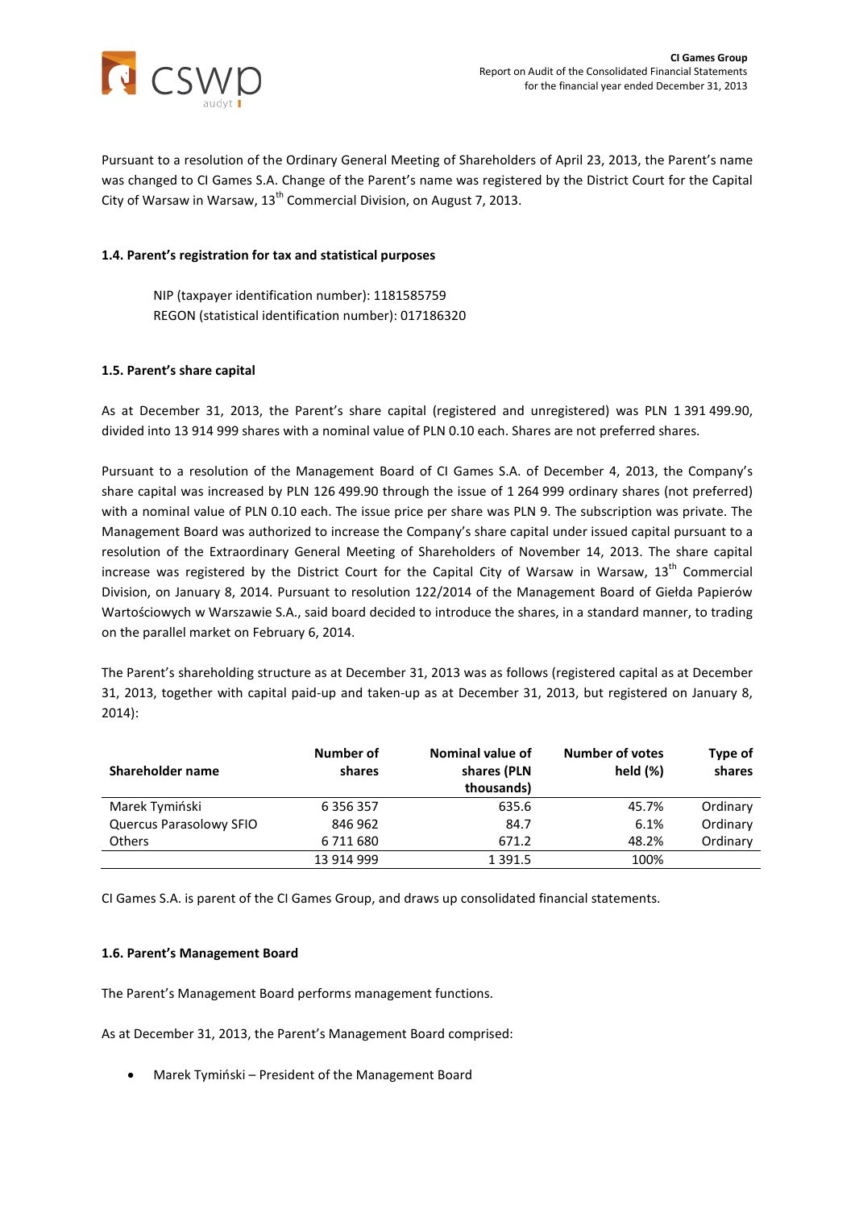Pursuant to a resolution of the Ordinary General Meeting of Shareholders of April 23, 2013, the Parent's name was changed to CI Games S.A. Change of the Parent's name was registered by the District Court for the Capital City of Warsaw in Warsaw, 13th Commercial Division, on August 7, 2013.

#### 1.4. Parent's registration for tax and statistical purposes

NIP (taxpayer identification number): 1181585759
REGON (statistical identification number): 017186320

#### 1.5. Parent's share capital

As at December 31, 2013, the Parent's share capital (registered and unregistered) was PLN 1 391 499.90, divided into 13 914 999 shares with a nominal value of PLN 0.10 each. Shares are not preferred shares.

Pursuant to a resolution of the Management Board of CI Games S.A. of December 4, 2013, the Company's share capital was increased by PLN 126 499.90 through the issue of 1 264 999 ordinary shares (not preferred) with a nominal value of PLN 0.10 each. The issue price per share was PLN 9. The subscription was private. The Management Board was authorized to increase the Company's share capital under issued capital pursuant to a resolution of the Extraordinary General Meeting of Shareholders of November 14, 2013. The share capital increase was registered by the District Court for the Capital City of Warsaw in Warsaw, 13th Commercial Division, on January 8, 2014. Pursuant to resolution 122/2014 of the Management Board of Giełda Papierów Wartościowych w Warszawie S.A., said board decided to introduce the shares, in a standard manner, to trading on the parallel market on February 6, 2014.

The Parent's shareholding structure as at December 31, 2013 was as follows (registered capital as at December 31, 2013, together with capital paid-up and taken-up as at December 31, 2013, but registered on January 8, 2014):

| Shareholder name | Number of shares | Nominal value of shares (PLN thousands) | Number of votes held (%) | Type of shares |
|---|---|---|---|---|
| Marek Tymiński | 6 356 357 | 635.6 | 45.7% | Ordinary |
| Quercus Parasolowy SFIO | 846 962 | 84.7 | 6.1% | Ordinary |
| Others | 6 711 680 | 671.2 | 48.2% | Ordinary |
| | 13 914 999 | 1 391.5 | 100% | |

CI Games S.A. is parent of the CI Games Group, and draws up consolidated financial statements.

#### 1.6. Parent's Management Board

The Parent's Management Board performs management functions.

As at December 31, 2013, the Parent's Management Board comprised:

- Marek Tymiński – President of the Management Board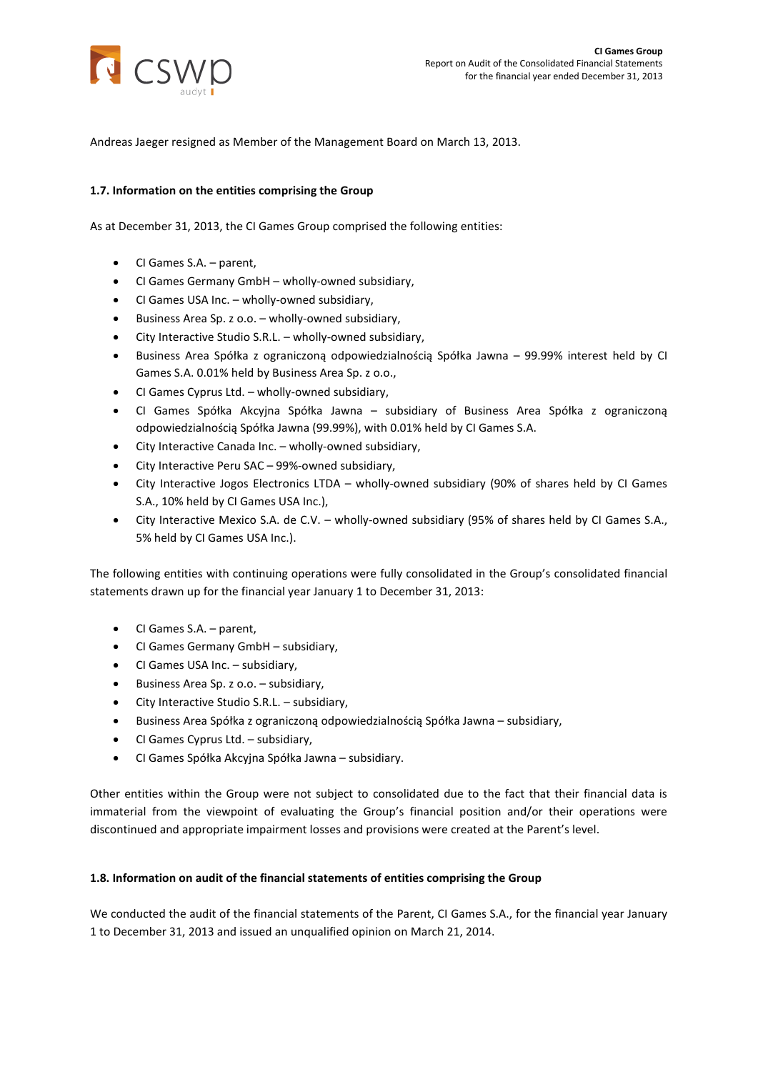Andreas Jaeger resigned as Member of the Management Board on March 13, 2013.

#### 1.7. Information on the entities comprising the Group

As at December 31, 2013, the CI Games Group comprised the following entities:

- CI Games S.A. – parent,
- CI Games Germany GmbH – wholly-owned subsidiary,
- CI Games USA Inc. – wholly-owned subsidiary,
- Business Area Sp. z o.o. – wholly-owned subsidiary,
- City Interactive Studio S.R.L. – wholly-owned subsidiary,
- Business Area Spółka z ograniczoną odpowiedzialnością Spółka Jawna – 99.99% interest held by CI Games S.A. 0.01% held by Business Area Sp. z o.o.,
- CI Games Cyprus Ltd. – wholly-owned subsidiary,
- CI Games Spółka Akcyjna Spółka Jawna – subsidiary of Business Area Spółka z ograniczoną odpowiedzialnością Spółka Jawna (99.99%), with 0.01% held by CI Games S.A.
- City Interactive Canada Inc. – wholly-owned subsidiary,
- City Interactive Peru SAC – 99%-owned subsidiary,
- City Interactive Jogos Electronics LTDA – wholly-owned subsidiary (90% of shares held by CI Games S.A., 10% held by CI Games USA Inc.),
- City Interactive Mexico S.A. de C.V. – wholly-owned subsidiary (95% of shares held by CI Games S.A., 5% held by CI Games USA Inc.).

The following entities with continuing operations were fully consolidated in the Group's consolidated financial statements drawn up for the financial year January 1 to December 31, 2013:

- CI Games S.A. – parent,
- CI Games Germany GmbH – subsidiary,
- CI Games USA Inc. – subsidiary,
- Business Area Sp. z o.o. – subsidiary,
- City Interactive Studio S.R.L. – subsidiary,
- Business Area Spółka z ograniczoną odpowiedzialnością Spółka Jawna – subsidiary,
- CI Games Cyprus Ltd. – subsidiary,
- CI Games Spółka Akcyjna Spółka Jawna – subsidiary.

Other entities within the Group were not subject to consolidated due to the fact that their financial data is immaterial from the viewpoint of evaluating the Group's financial position and/or their operations were discontinued and appropriate impairment losses and provisions were created at the Parent's level.

#### 1.8. Information on audit of the financial statements of entities comprising the Group

We conducted the audit of the financial statements of the Parent, CI Games S.A., for the financial year January 1 to December 31, 2013 and issued an unqualified opinion on March 21, 2014.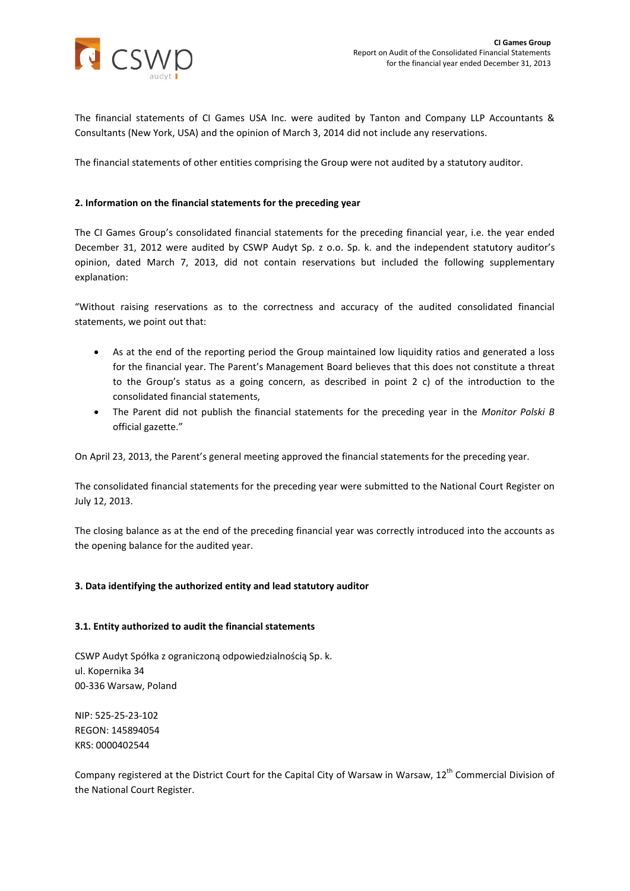The financial statements of CI Games USA Inc. were audited by Tanton and Company LLP Accountants & Consultants (New York, USA) and the opinion of March 3, 2014 did not include any reservations.

The financial statements of other entities comprising the Group were not audited by a statutory auditor.

**2. Information on the financial statements for the preceding year**

The CI Games Group's consolidated financial statements for the preceding financial year, i.e. the year ended December 31, 2012 were audited by CSWP Audyt Sp. z o.o. Sp. k. and the independent statutory auditor's opinion, dated March 7, 2013, did not contain reservations but included the following supplementary explanation:

"Without raising reservations as to the correctness and accuracy of the audited consolidated financial statements, we point out that:

- As at the end of the reporting period the Group maintained low liquidity ratios and generated a loss for the financial year. The Parent's Management Board believes that this does not constitute a threat to the Group's status as a going concern, as described in point 2 c) of the introduction to the consolidated financial statements,
- The Parent did not publish the financial statements for the preceding year in the *Monitor Polski B* official gazette."

On April 23, 2013, the Parent's general meeting approved the financial statements for the preceding year.

The consolidated financial statements for the preceding year were submitted to the National Court Register on July 12, 2013.

The closing balance as at the end of the preceding financial year was correctly introduced into the accounts as the opening balance for the audited year.

**3. Data identifying the authorized entity and lead statutory auditor**

**3.1. Entity authorized to audit the financial statements**

CSWP Audyt Spółka z ograniczoną odpowiedzialnością Sp. k.
ul. Kopernika 34
00-336 Warsaw, Poland

NIP: 525-25-23-102
REGON: 145894054
KRS: 0000402544

Company registered at the District Court for the Capital City of Warsaw in Warsaw, 12th Commercial Division of the National Court Register.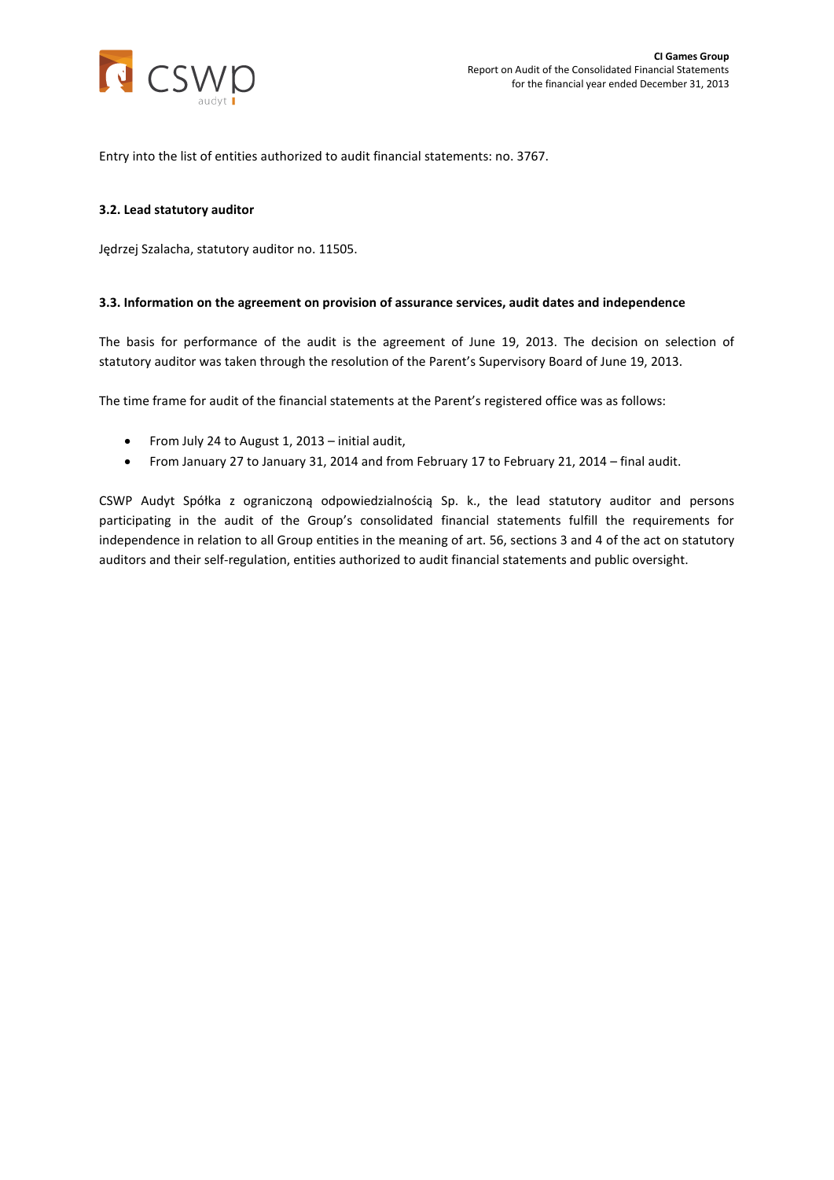Entry into the list of entities authorized to audit financial statements: no. 3767.

### 3.2. Lead statutory auditor

Jędrzej Szalacha, statutory auditor no. 11505.

### 3.3. Information on the agreement on provision of assurance services, audit dates and independence

The basis for performance of the audit is the agreement of June 19, 2013. The decision on selection of statutory auditor was taken through the resolution of the Parent's Supervisory Board of June 19, 2013.

The time frame for audit of the financial statements at the Parent's registered office was as follows:

- From July 24 to August 1, 2013 – initial audit,
- From January 27 to January 31, 2014 and from February 17 to February 21, 2014 – final audit.

CSWP Audyt Spółka z ograniczoną odpowiedzialnością Sp. k., the lead statutory auditor and persons participating in the audit of the Group's consolidated financial statements fulfill the requirements for independence in relation to all Group entities in the meaning of art. 56, sections 3 and 4 of the act on statutory auditors and their self-regulation, entities authorized to audit financial statements and public oversight.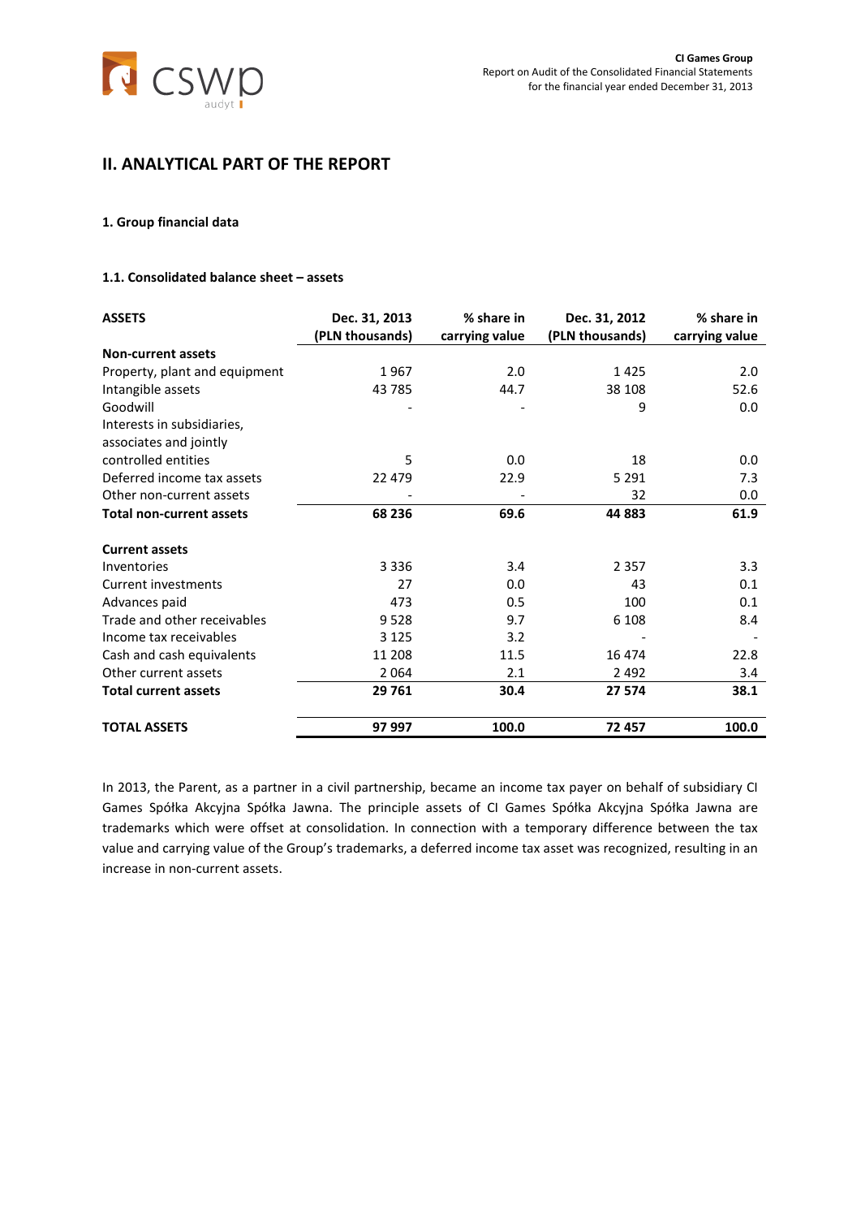## II. ANALYTICAL PART OF THE REPORT

### 1. Group financial data

#### 1.1. Consolidated balance sheet – assets

| ASSETS | Dec. 31, 2013 (PLN thousands) | % share in carrying value | Dec. 31, 2012 (PLN thousands) | % share in carrying value |
|---|---|---|---|---|
| **Non-current assets** | | | | |
| Property, plant and equipment | 1 967 | 2.0 | 1 425 | 2.0 |
| Intangible assets | 43 785 | 44.7 | 38 108 | 52.6 |
| Goodwill | - | - | 9 | 0.0 |
| Interests in subsidiaries, associates and jointly controlled entities | 5 | 0.0 | 18 | 0.0 |
| Deferred income tax assets | 22 479 | 22.9 | 5 291 | 7.3 |
| Other non-current assets | - | - | 32 | 0.0 |
| **Total non-current assets** | **68 236** | **69.6** | **44 883** | **61.9** |
| **Current assets** | | | | |
| Inventories | 3 336 | 3.4 | 2 357 | 3.3 |
| Current investments | 27 | 0.0 | 43 | 0.1 |
| Advances paid | 473 | 0.5 | 100 | 0.1 |
| Trade and other receivables | 9 528 | 9.7 | 6 108 | 8.4 |
| Income tax receivables | 3 125 | 3.2 | - | - |
| Cash and cash equivalents | 11 208 | 11.5 | 16 474 | 22.8 |
| Other current assets | 2 064 | 2.1 | 2 492 | 3.4 |
| **Total current assets** | **29 761** | **30.4** | **27 574** | **38.1** |
| **TOTAL ASSETS** | **97 997** | **100.0** | **72 457** | **100.0** |

In 2013, the Parent, as a partner in a civil partnership, became an income tax payer on behalf of subsidiary CI Games Spółka Akcyjna Spółka Jawna. The principle assets of CI Games Spółka Akcyjna Spółka Jawna are trademarks which were offset at consolidation. In connection with a temporary difference between the tax value and carrying value of the Group's trademarks, a deferred income tax asset was recognized, resulting in an increase in non-current assets.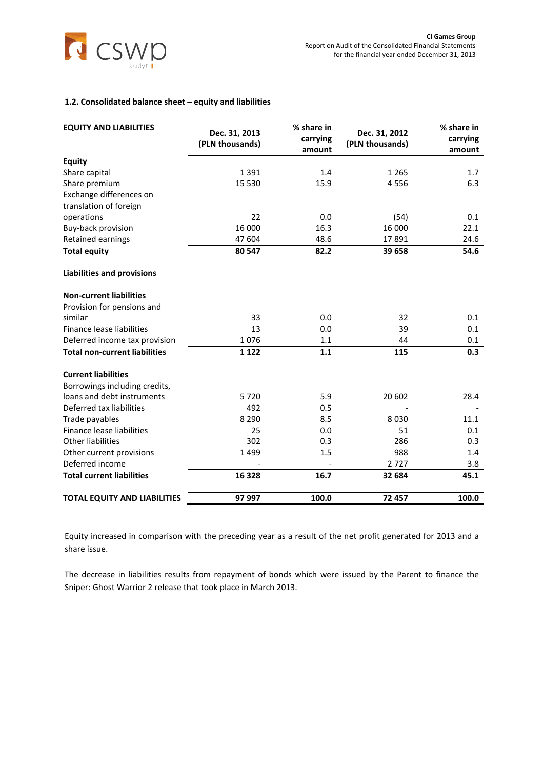### 1.2. Consolidated balance sheet – equity and liabilities

| EQUITY AND LIABILITIES | Dec. 31, 2013 (PLN thousands) | % share in carrying amount | Dec. 31, 2012 (PLN thousands) | % share in carrying amount |
|---|---|---|---|---|
| **Equity** | | | | |
| Share capital | 1 391 | 1.4 | 1 265 | 1.7 |
| Share premium | 15 530 | 15.9 | 4 556 | 6.3 |
| Exchange differences on translation of foreign operations | 22 | 0.0 | (54) | 0.1 |
| Buy-back provision | 16 000 | 16.3 | 16 000 | 22.1 |
| Retained earnings | 47 604 | 48.6 | 17 891 | 24.6 |
| **Total equity** | **80 547** | **82.2** | **39 658** | **54.6** |
| | | | | |
| **Liabilities and provisions** | | | | |
| | | | | |
| **Non-current liabilities** | | | | |
| Provision for pensions and similar | 33 | 0.0 | 32 | 0.1 |
| Finance lease liabilities | 13 | 0.0 | 39 | 0.1 |
| Deferred income tax provision | 1 076 | 1.1 | 44 | 0.1 |
| **Total non-current liabilities** | **1 122** | **1.1** | **115** | **0.3** |
| | | | | |
| **Current liabilities** | | | | |
| Borrowings including credits, loans and debt instruments | 5 720 | 5.9 | 20 602 | 28.4 |
| Deferred tax liabilities | 492 | 0.5 | - | - |
| Trade payables | 8 290 | 8.5 | 8 030 | 11.1 |
| Finance lease liabilities | 25 | 0.0 | 51 | 0.1 |
| Other liabilities | 302 | 0.3 | 286 | 0.3 |
| Other current provisions | 1 499 | 1.5 | 988 | 1.4 |
| Deferred income | - | - | 2 727 | 3.8 |
| **Total current liabilities** | **16 328** | **16.7** | **32 684** | **45.1** |
| | | | | |
| **TOTAL EQUITY AND LIABILITIES** | **97 997** | **100.0** | **72 457** | **100.0** |

Equity increased in comparison with the preceding year as a result of the net profit generated for 2013 and a share issue.

The decrease in liabilities results from repayment of bonds which were issued by the Parent to finance the Sniper: Ghost Warrior 2 release that took place in March 2013.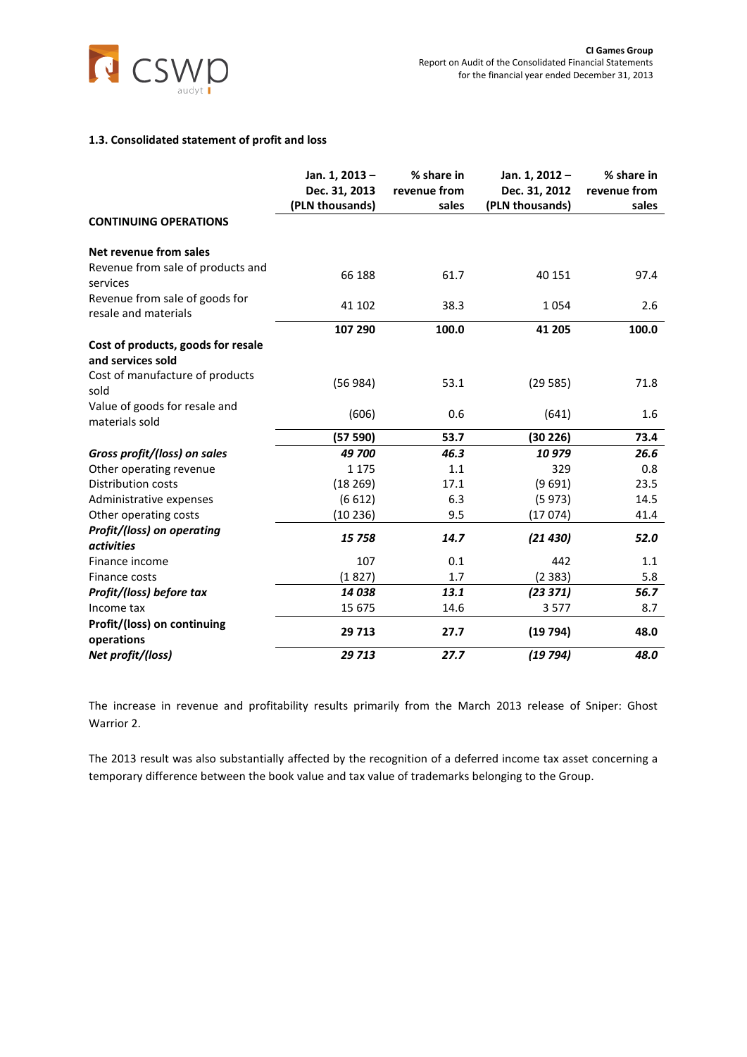### 1.3. Consolidated statement of profit and loss

| | Jan. 1, 2013 – Dec. 31, 2013 (PLN thousands) | % share in revenue from sales | Jan. 1, 2012 – Dec. 31, 2012 (PLN thousands) | % share in revenue from sales |
|---|---|---|---|---|
| **CONTINUING OPERATIONS** | | | | |
| **Net revenue from sales** | | | | |
| Revenue from sale of products and services | 66 188 | 61.7 | 40 151 | 97.4 |
| Revenue from sale of goods for resale and materials | 41 102 | 38.3 | 1 054 | 2.6 |
| | **107 290** | **100.0** | **41 205** | **100.0** |
| **Cost of products, goods for resale and services sold** | | | | |
| Cost of manufacture of products sold | (56 984) | 53.1 | (29 585) | 71.8 |
| Value of goods for resale and materials sold | (606) | 0.6 | (641) | 1.6 |
| | **(57 590)** | **53.7** | **(30 226)** | **73.4** |
| ***Gross profit/(loss) on sales*** | ***49 700*** | ***46.3*** | ***10 979*** | ***26.6*** |
| Other operating revenue | 1 175 | 1.1 | 329 | 0.8 |
| Distribution costs | (18 269) | 17.1 | (9 691) | 23.5 |
| Administrative expenses | (6 612) | 6.3 | (5 973) | 14.5 |
| Other operating costs | (10 236) | 9.5 | (17 074) | 41.4 |
| ***Profit/(loss) on operating activities*** | ***15 758*** | ***14.7*** | ***(21 430)*** | ***52.0*** |
| Finance income | 107 | 0.1 | 442 | 1.1 |
| Finance costs | (1 827) | 1.7 | (2 383) | 5.8 |
| ***Profit/(loss) before tax*** | ***14 038*** | ***13.1*** | ***(23 371)*** | ***56.7*** |
| Income tax | 15 675 | 14.6 | 3 577 | 8.7 |
| **Profit/(loss) on continuing operations** | **29 713** | **27.7** | **(19 794)** | **48.0** |
| ***Net profit/(loss)*** | ***29 713*** | ***27.7*** | ***(19 794)*** | ***48.0*** |

The increase in revenue and profitability results primarily from the March 2013 release of Sniper: Ghost Warrior 2.

The 2013 result was also substantially affected by the recognition of a deferred income tax asset concerning a temporary difference between the book value and tax value of trademarks belonging to the Group.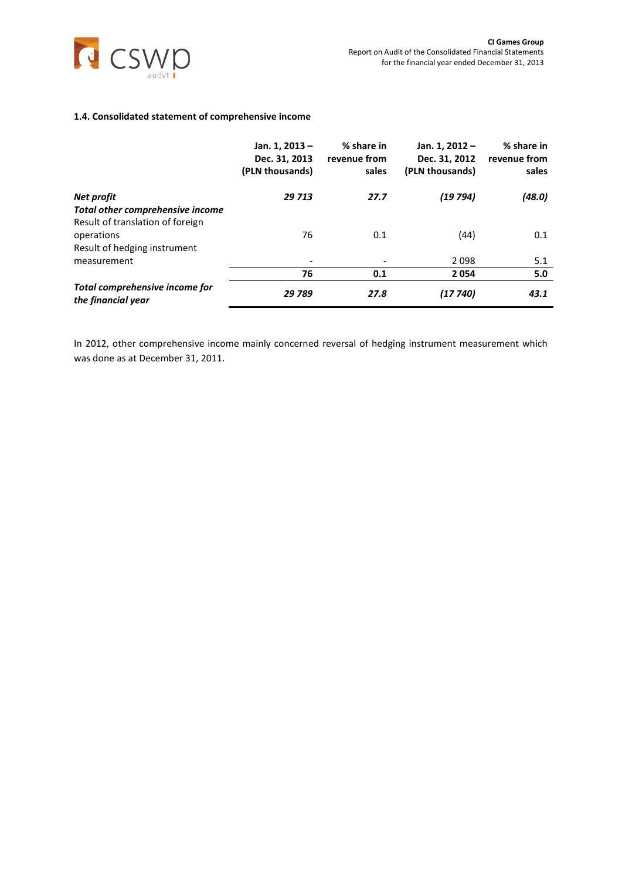### 1.4. Consolidated statement of comprehensive income

| | Jan. 1, 2013 – Dec. 31, 2013 (PLN thousands) | % share in revenue from sales | Jan. 1, 2012 – Dec. 31, 2012 (PLN thousands) | % share in revenue from sales |
|---|---|---|---|---|
| ***Net profit*** | ***29 713*** | ***27.7*** | ***(19 794)*** | ***(48.0)*** |
| ***Total other comprehensive income*** | | | | |
| Result of translation of foreign operations | 76 | 0.1 | (44) | 0.1 |
| Result of hedging instrument measurement | - | - | 2 098 | 5.1 |
| | **76** | **0.1** | **2 054** | **5.0** |
| ***Total comprehensive income for the financial year*** | ***29 789*** | ***27.8*** | ***(17 740)*** | ***43.1*** |

In 2012, other comprehensive income mainly concerned reversal of hedging instrument measurement which was done as at December 31, 2011.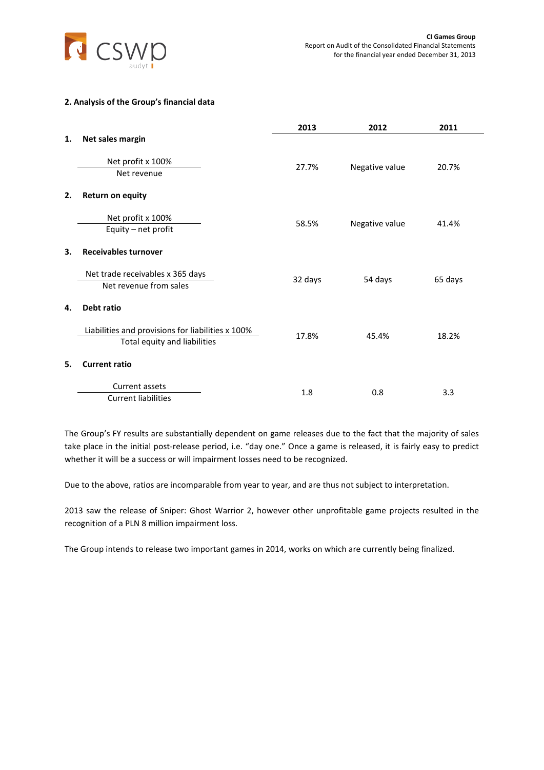## 2. Analysis of the Group's financial data

| | | 2013 | 2012 | 2011 |
|---|---|---|---|---|
| **1.** | **Net sales margin** | | | |
| | $\frac{\text{Net profit x 100\%}}{\text{Net revenue}}$ | 27.7% | Negative value | 20.7% |
| **2.** | **Return on equity** | | | |
| | $\frac{\text{Net profit x 100\%}}{\text{Equity – net profit}}$ | 58.5% | Negative value | 41.4% |
| **3.** | **Receivables turnover** | | | |
| | $\frac{\text{Net trade receivables x 365 days}}{\text{Net revenue from sales}}$ | 32 days | 54 days | 65 days |
| **4.** | **Debt ratio** | | | |
| | $\frac{\text{Liabilities and provisions for liabilities x 100\%}}{\text{Total equity and liabilities}}$ | 17.8% | 45.4% | 18.2% |
| **5.** | **Current ratio** | | | |
| | $\frac{\text{Current assets}}{\text{Current liabilities}}$ | 1.8 | 0.8 | 3.3 |

The Group's FY results are substantially dependent on game releases due to the fact that the majority of sales take place in the initial post-release period, i.e. "day one." Once a game is released, it is fairly easy to predict whether it will be a success or will impairment losses need to be recognized.

Due to the above, ratios are incomparable from year to year, and are thus not subject to interpretation.

2013 saw the release of Sniper: Ghost Warrior 2, however other unprofitable game projects resulted in the recognition of a PLN 8 million impairment loss.

The Group intends to release two important games in 2014, works on which are currently being finalized.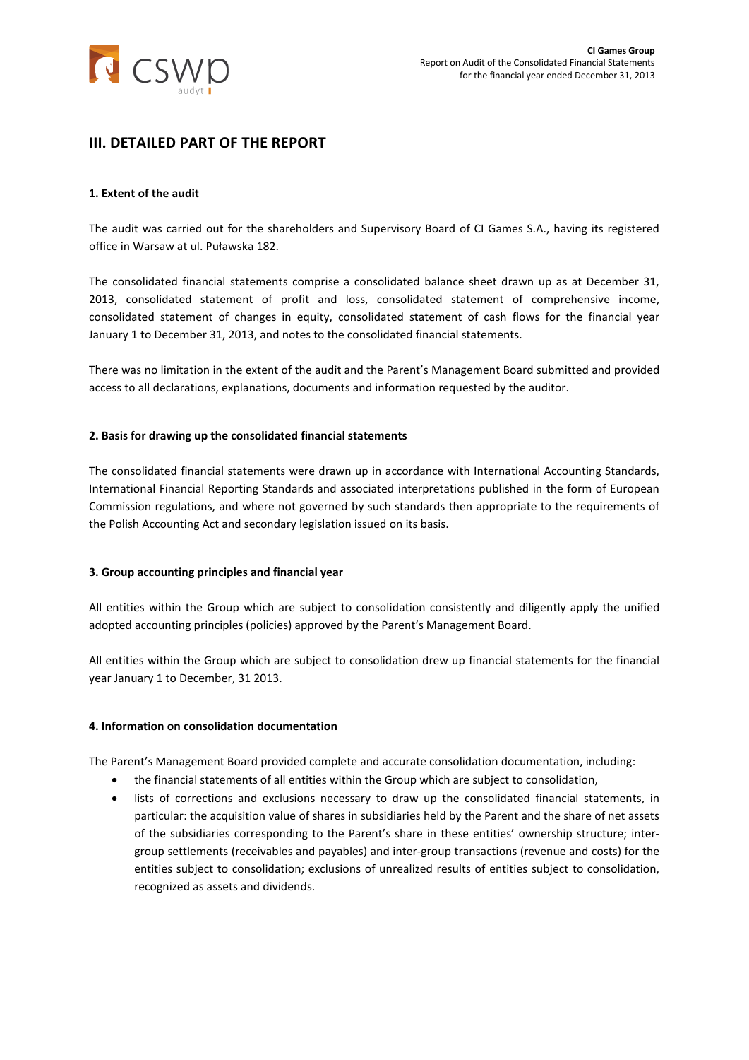## III. DETAILED PART OF THE REPORT

### 1. Extent of the audit

The audit was carried out for the shareholders and Supervisory Board of CI Games S.A., having its registered office in Warsaw at ul. Puławska 182.

The consolidated financial statements comprise a consolidated balance sheet drawn up as at December 31, 2013, consolidated statement of profit and loss, consolidated statement of comprehensive income, consolidated statement of changes in equity, consolidated statement of cash flows for the financial year January 1 to December 31, 2013, and notes to the consolidated financial statements.

There was no limitation in the extent of the audit and the Parent's Management Board submitted and provided access to all declarations, explanations, documents and information requested by the auditor.

### 2. Basis for drawing up the consolidated financial statements

The consolidated financial statements were drawn up in accordance with International Accounting Standards, International Financial Reporting Standards and associated interpretations published in the form of European Commission regulations, and where not governed by such standards then appropriate to the requirements of the Polish Accounting Act and secondary legislation issued on its basis.

### 3. Group accounting principles and financial year

All entities within the Group which are subject to consolidation consistently and diligently apply the unified adopted accounting principles (policies) approved by the Parent's Management Board.

All entities within the Group which are subject to consolidation drew up financial statements for the financial year January 1 to December, 31 2013.

### 4. Information on consolidation documentation

The Parent's Management Board provided complete and accurate consolidation documentation, including:

- the financial statements of all entities within the Group which are subject to consolidation,
- lists of corrections and exclusions necessary to draw up the consolidated financial statements, in particular: the acquisition value of shares in subsidiaries held by the Parent and the share of net assets of the subsidiaries corresponding to the Parent's share in these entities' ownership structure; inter-group settlements (receivables and payables) and inter-group transactions (revenue and costs) for the entities subject to consolidation; exclusions of unrealized results of entities subject to consolidation, recognized as assets and dividends.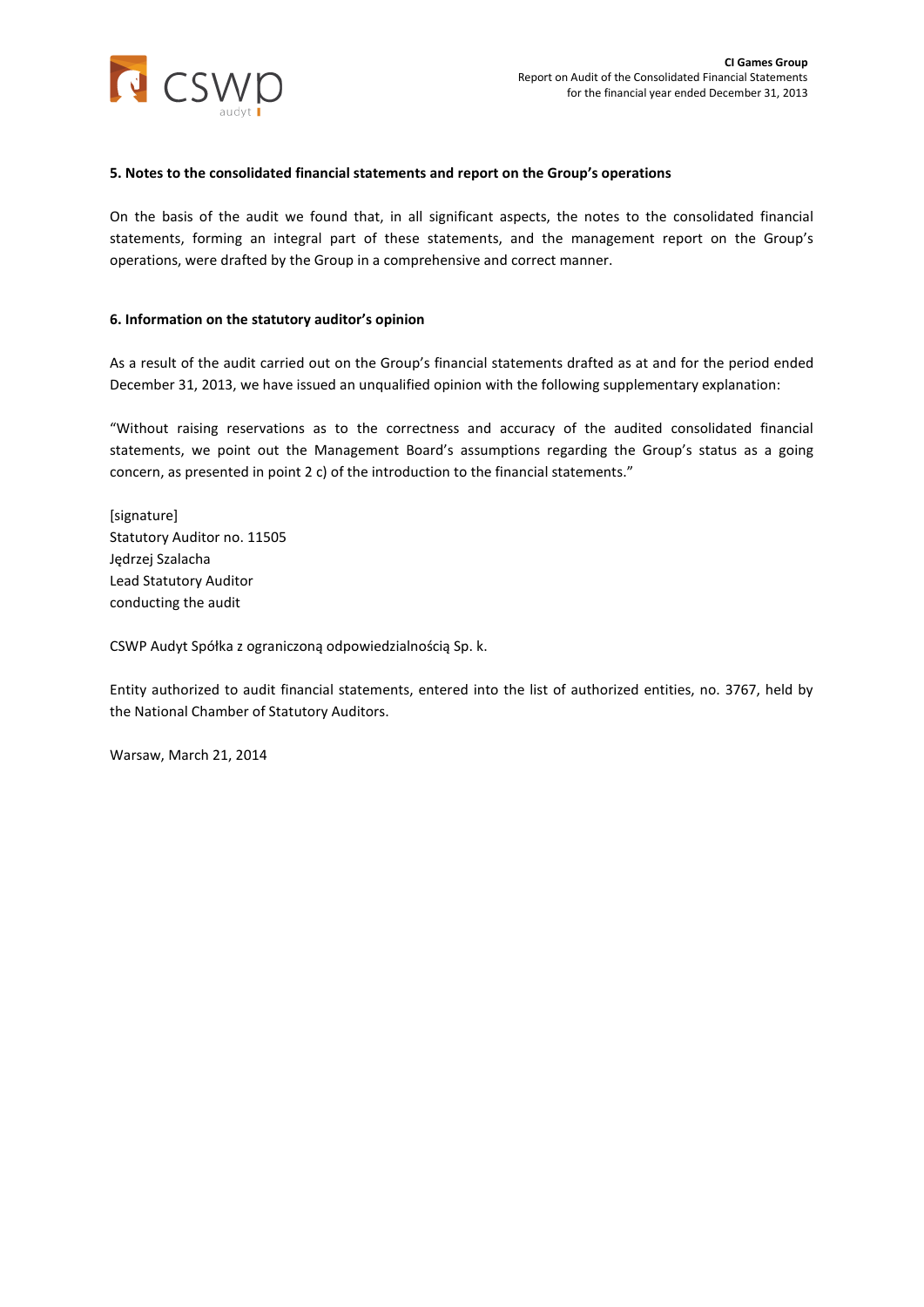### 5. Notes to the consolidated financial statements and report on the Group's operations

On the basis of the audit we found that, in all significant aspects, the notes to the consolidated financial statements, forming an integral part of these statements, and the management report on the Group's operations, were drafted by the Group in a comprehensive and correct manner.

### 6. Information on the statutory auditor's opinion

As a result of the audit carried out on the Group's financial statements drafted as at and for the period ended December 31, 2013, we have issued an unqualified opinion with the following supplementary explanation:

"Without raising reservations as to the correctness and accuracy of the audited consolidated financial statements, we point out the Management Board's assumptions regarding the Group's status as a going concern, as presented in point 2 c) of the introduction to the financial statements."

[signature]
Statutory Auditor no. 11505
Jędrzej Szalacha
Lead Statutory Auditor
conducting the audit

CSWP Audyt Spółka z ograniczoną odpowiedzialnością Sp. k.

Entity authorized to audit financial statements, entered into the list of authorized entities, no. 3767, held by the National Chamber of Statutory Auditors.

Warsaw, March 21, 2014